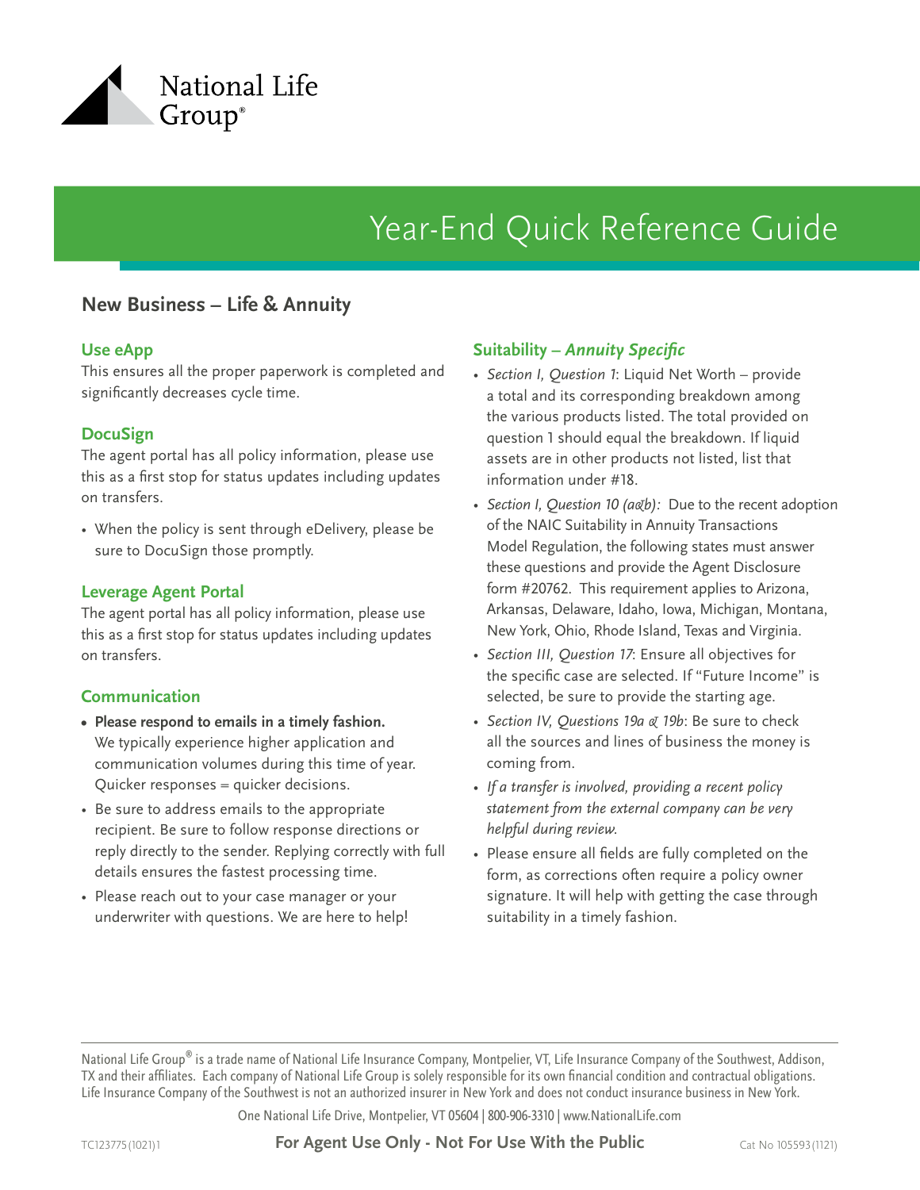National Life Group®

# Year-End Quick Reference Guide

## New Business – Life & Annuity

### Use eApp

This ensures all the proper paperwork is completed and significantly decreases cycle time.

### DocuSign

The agent portal has all policy information, please use this as a first stop for status updates including updates on transfers.

- When the policy is sent through eDelivery, please be sure to DocuSign those promptly.

### Leverage Agent Portal

The agent portal has all policy information, please use this as a first stop for status updates including updates on transfers.

### Communication

- **Please respond to emails in a timely fashion.** We typically experience higher application and communication volumes during this time of year. Quicker responses = quicker decisions.
- Be sure to address emails to the appropriate recipient. Be sure to follow response directions or reply directly to the sender. Replying correctly with full details ensures the fastest processing time.
- Please reach out to your case manager or your underwriter with questions. We are here to help!

### Suitability – *Annuity Specific*

- *Section I, Question 1*: Liquid Net Worth – provide a total and its corresponding breakdown among the various products listed. The total provided on question 1 should equal the breakdown. If liquid assets are in other products not listed, list that information under #18.
- *Section I, Question 10 (a&b):* Due to the recent adoption of the NAIC Suitability in Annuity Transactions Model Regulation, the following states must answer these questions and provide the Agent Disclosure form #20762. This requirement applies to Arizona, Arkansas, Delaware, Idaho, Iowa, Michigan, Montana, New York, Ohio, Rhode Island, Texas and Virginia.
- *Section III, Question 17*: Ensure all objectives for the specific case are selected. If "Future Income" is selected, be sure to provide the starting age.
- *Section IV, Questions 19a & 19b*: Be sure to check all the sources and lines of business the money is coming from.
- *If a transfer is involved, providing a recent policy statement from the external company can be very helpful during review.*
- Please ensure all fields are fully completed on the form, as corrections often require a policy owner signature. It will help with getting the case through suitability in a timely fashion.

National Life Group® is a trade name of National Life Insurance Company, Montpelier, VT, Life Insurance Company of the Southwest, Addison, TX and their affiliates. Each company of National Life Group is solely responsible for its own financial condition and contractual obligations. Life Insurance Company of the Southwest is not an authorized insurer in New York and does not conduct insurance business in New York.

One National Life Drive, Montpelier, VT 05604 | 800-906-3310 | www.NationalLife.com

TC123775(1021)1 **For Agent Use Only - Not For Use With the Public** Cat No 105593(1121)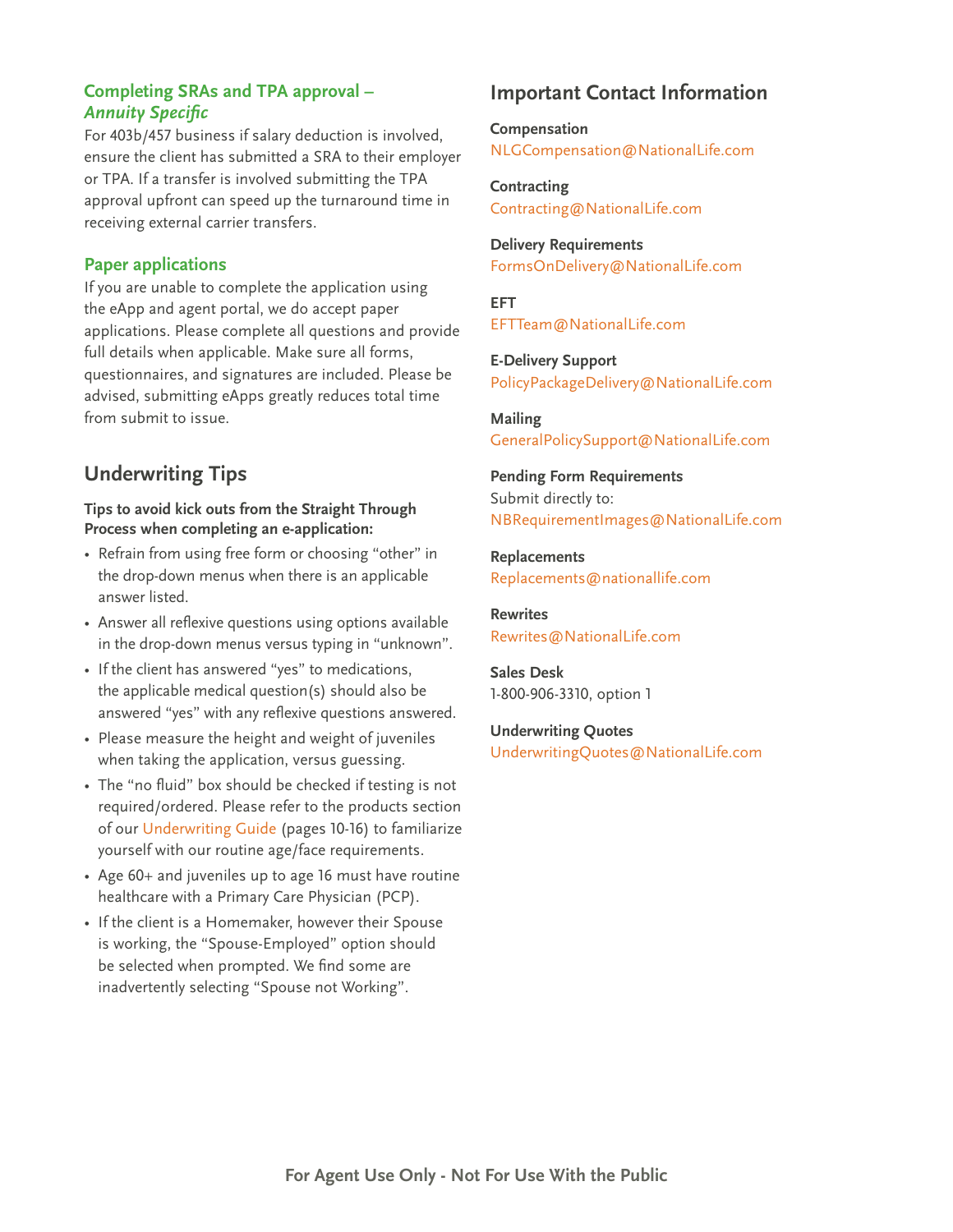### Completing SRAs and TPA approval – *Annuity Specific*

For 403b/457 business if salary deduction is involved, ensure the client has submitted a SRA to their employer or TPA. If a transfer is involved submitting the TPA approval upfront can speed up the turnaround time in receiving external carrier transfers.

### Paper applications

If you are unable to complete the application using the eApp and agent portal, we do accept paper applications. Please complete all questions and provide full details when applicable. Make sure all forms, questionnaires, and signatures are included. Please be advised, submitting eApps greatly reduces total time from submit to issue.

## Underwriting Tips

**Tips to avoid kick outs from the Straight Through Process when completing an e-application:**

- Refrain from using free form or choosing "other" in the drop-down menus when there is an applicable answer listed.
- Answer all reflexive questions using options available in the drop-down menus versus typing in "unknown".
- If the client has answered "yes" to medications, the applicable medical question(s) should also be answered "yes" with any reflexive questions answered.
- Please measure the height and weight of juveniles when taking the application, versus guessing.
- The "no fluid" box should be checked if testing is not required/ordered. Please refer to the products section of our Underwriting Guide (pages 10-16) to familiarize yourself with our routine age/face requirements.
- Age 60+ and juveniles up to age 16 must have routine healthcare with a Primary Care Physician (PCP).
- If the client is a Homemaker, however their Spouse is working, the "Spouse-Employed" option should be selected when prompted. We find some are inadvertently selecting "Spouse not Working".

## Important Contact Information

**Compensation**
NLGCompensation@NationalLife.com

**Contracting**
Contracting@NationalLife.com

**Delivery Requirements**
FormsOnDelivery@NationalLife.com

**EFT**
EFTTeam@NationalLife.com

**E-Delivery Support**
PolicyPackageDelivery@NationalLife.com

**Mailing**
GeneralPolicySupport@NationalLife.com

**Pending Form Requirements**
Submit directly to:
NBRequirementImages@NationalLife.com

**Replacements**
Replacements@nationallife.com

**Rewrites**
Rewrites@NationalLife.com

**Sales Desk**
1-800-906-3310, option 1

**Underwriting Quotes**
UnderwritingQuotes@NationalLife.com

**For Agent Use Only - Not For Use With the Public**